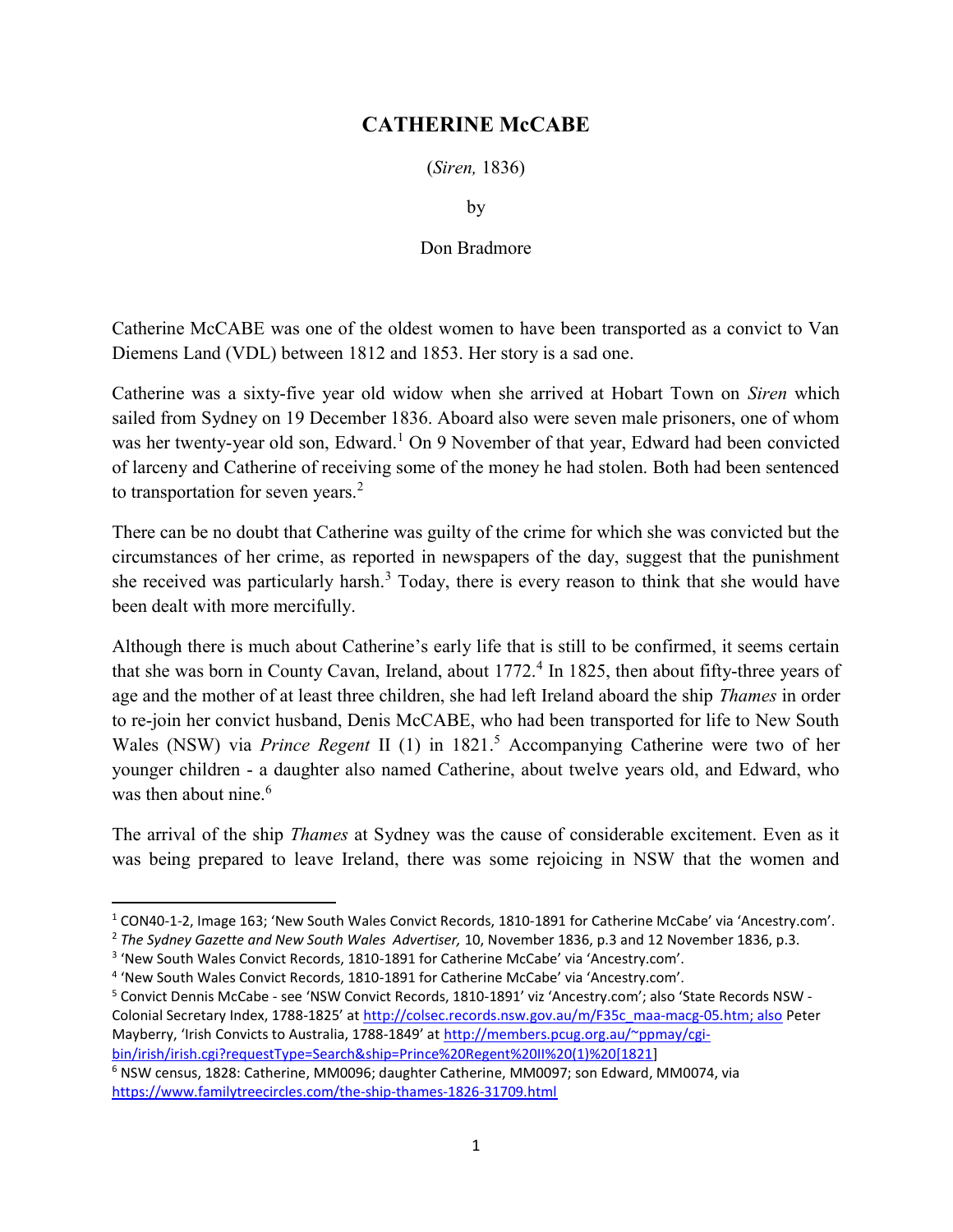# CATHERINE McCABE

(*Siren,* 1836)

by

Don Bradmore

Catherine McCABE was one of the oldest women to have been transported as a convict to Van Diemens Land (VDL) between 1812 and 1853. Her story is a sad one.

Catherine was a sixty-five year old widow when she arrived at Hobart Town on *Siren* which sailed from Sydney on 19 December 1836. Aboard also were seven male prisoners, one of whom was her twenty-year old son, Edward.[1] On 9 November of that year, Edward had been convicted of larceny and Catherine of receiving some of the money he had stolen. Both had been sentenced to transportation for seven years.[2]

There can be no doubt that Catherine was guilty of the crime for which she was convicted but the circumstances of her crime, as reported in newspapers of the day, suggest that the punishment she received was particularly harsh.[3] Today, there is every reason to think that she would have been dealt with more mercifully.

Although there is much about Catherine's early life that is still to be confirmed, it seems certain that she was born in County Cavan, Ireland, about 1772.[4] In 1825, then about fifty-three years of age and the mother of at least three children, she had left Ireland aboard the ship *Thames* in order to re-join her convict husband, Denis McCABE, who had been transported for life to New South Wales (NSW) via *Prince Regent* II (1) in 1821.[5] Accompanying Catherine were two of her younger children - a daughter also named Catherine, about twelve years old, and Edward, who was then about nine.[6]

The arrival of the ship *Thames* at Sydney was the cause of considerable excitement. Even as it was being prepared to leave Ireland, there was some rejoicing in NSW that the women and

---

[1] CON40-1-2, Image 163; 'New South Wales Convict Records, 1810-1891 for Catherine McCabe' via 'Ancestry.com'.

[2] *The Sydney Gazette and New South Wales Advertiser,* 10, November 1836, p.3 and 12 November 1836, p.3.

[3] 'New South Wales Convict Records, 1810-1891 for Catherine McCabe' via 'Ancestry.com'.

[4] 'New South Wales Convict Records, 1810-1891 for Catherine McCabe' via 'Ancestry.com'.

[5] Convict Dennis McCabe - see 'NSW Convict Records, 1810-1891' viz 'Ancestry.com'; also 'State Records NSW - Colonial Secretary Index, 1788-1825' at http://colsec.records.nsw.gov.au/m/F35c_maa-macg-05.htm; also Peter Mayberry, 'Irish Convicts to Australia, 1788-1849' at http://members.pcug.org.au/~ppmay/cgi-bin/irish/irish.cgi?requestType=Search&ship=Prince%20Regent%20II%20(1)%20[1821]

[6] NSW census, 1828: Catherine, MM0096; daughter Catherine, MM0097; son Edward, MM0074, via https://www.familytreecircles.com/the-ship-thames-1826-31709.html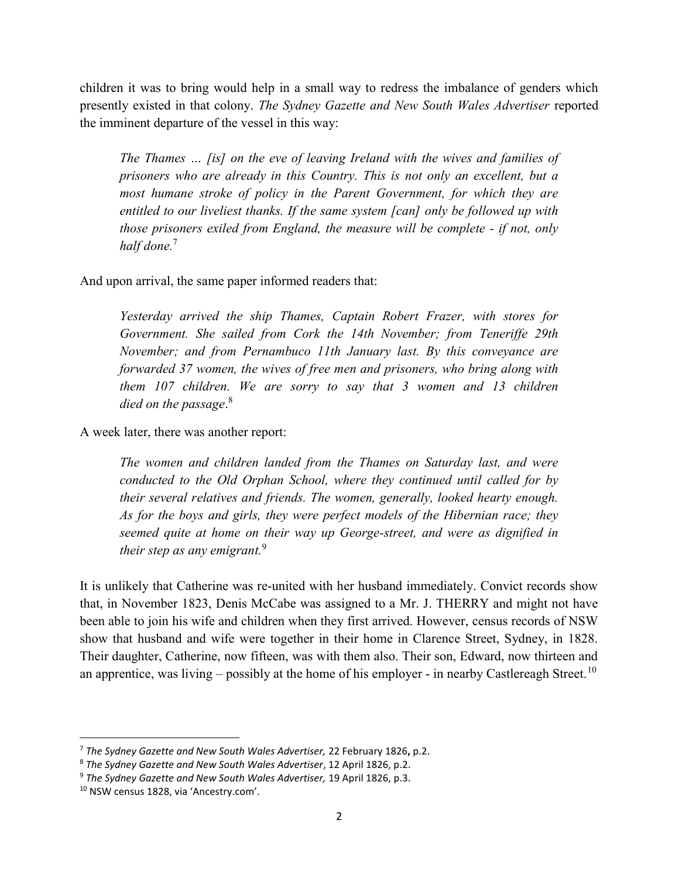children it was to bring would help in a small way to redress the imbalance of genders which presently existed in that colony. *The Sydney Gazette and New South Wales Advertiser* reported the imminent departure of the vessel in this way:

> *The Thames … [is] on the eve of leaving Ireland with the wives and families of prisoners who are already in this Country. This is not only an excellent, but a most humane stroke of policy in the Parent Government, for which they are entitled to our liveliest thanks. If the same system [can] only be followed up with those prisoners exiled from England, the measure will be complete - if not, only half done.*[7]

And upon arrival, the same paper informed readers that:

> *Yesterday arrived the ship Thames, Captain Robert Frazer, with stores for Government. She sailed from Cork the 14th November; from Teneriffe 29th November; and from Pernambuco 11th January last. By this conveyance are forwarded 37 women, the wives of free men and prisoners, who bring along with them 107 children. We are sorry to say that 3 women and 13 children died on the passage*.[8]

A week later, there was another report:

> *The women and children landed from the Thames on Saturday last, and were conducted to the Old Orphan School, where they continued until called for by their several relatives and friends. The women, generally, looked hearty enough. As for the boys and girls, they were perfect models of the Hibernian race; they seemed quite at home on their way up George-street, and were as dignified in their step as any emigrant.*[9]

It is unlikely that Catherine was re-united with her husband immediately. Convict records show that, in November 1823, Denis McCabe was assigned to a Mr. J. THERRY and might not have been able to join his wife and children when they first arrived. However, census records of NSW show that husband and wife were together in their home in Clarence Street, Sydney, in 1828. Their daughter, Catherine, now fifteen, was with them also. Their son, Edward, now thirteen and an apprentice, was living – possibly at the home of his employer - in nearby Castlereagh Street.[10]

---

[7] *The Sydney Gazette and New South Wales Advertiser,* 22 February 1826**,** p.2.

[8] *The Sydney Gazette and New South Wales Advertiser*, 12 April 1826, p.2.

[9] *The Sydney Gazette and New South Wales Advertiser,* 19 April 1826, p.3.

[10] NSW census 1828, via 'Ancestry.com'.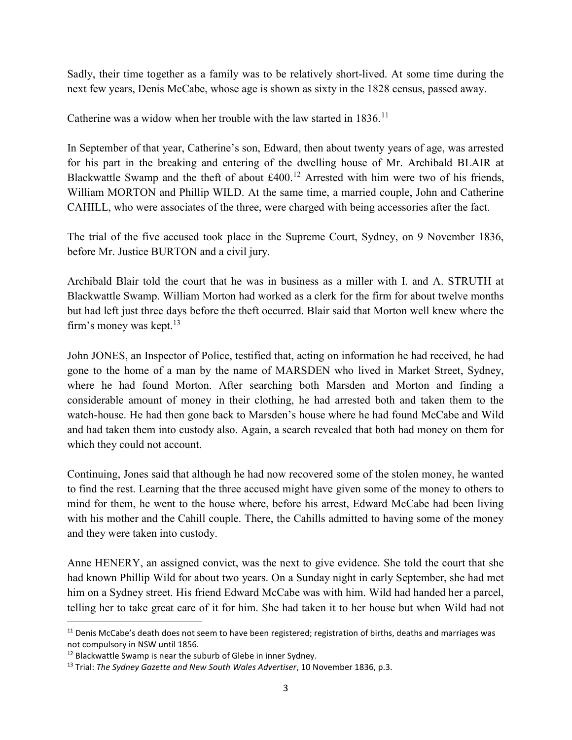Sadly, their time together as a family was to be relatively short-lived. At some time during the next few years, Denis McCabe, whose age is shown as sixty in the 1828 census, passed away.

Catherine was a widow when her trouble with the law started in 1836.[11]

In September of that year, Catherine's son, Edward, then about twenty years of age, was arrested for his part in the breaking and entering of the dwelling house of Mr. Archibald BLAIR at Blackwattle Swamp and the theft of about £400.[12] Arrested with him were two of his friends, William MORTON and Phillip WILD. At the same time, a married couple, John and Catherine CAHILL, who were associates of the three, were charged with being accessories after the fact.

The trial of the five accused took place in the Supreme Court, Sydney, on 9 November 1836, before Mr. Justice BURTON and a civil jury.

Archibald Blair told the court that he was in business as a miller with I. and A. STRUTH at Blackwattle Swamp. William Morton had worked as a clerk for the firm for about twelve months but had left just three days before the theft occurred. Blair said that Morton well knew where the firm's money was kept.[13]

John JONES, an Inspector of Police, testified that, acting on information he had received, he had gone to the home of a man by the name of MARSDEN who lived in Market Street, Sydney, where he had found Morton. After searching both Marsden and Morton and finding a considerable amount of money in their clothing, he had arrested both and taken them to the watch-house. He had then gone back to Marsden's house where he had found McCabe and Wild and had taken them into custody also. Again, a search revealed that both had money on them for which they could not account.

Continuing, Jones said that although he had now recovered some of the stolen money, he wanted to find the rest. Learning that the three accused might have given some of the money to others to mind for them, he went to the house where, before his arrest, Edward McCabe had been living with his mother and the Cahill couple. There, the Cahills admitted to having some of the money and they were taken into custody.

Anne HENERY, an assigned convict, was the next to give evidence. She told the court that she had known Phillip Wild for about two years. On a Sunday night in early September, she had met him on a Sydney street. His friend Edward McCabe was with him. Wild had handed her a parcel, telling her to take great care of it for him. She had taken it to her house but when Wild had not

---

[11] Denis McCabe's death does not seem to have been registered; registration of births, deaths and marriages was not compulsory in NSW until 1856.

[12] Blackwattle Swamp is near the suburb of Glebe in inner Sydney.

[13] Trial: *The Sydney Gazette and New South Wales Advertiser*, 10 November 1836, p.3.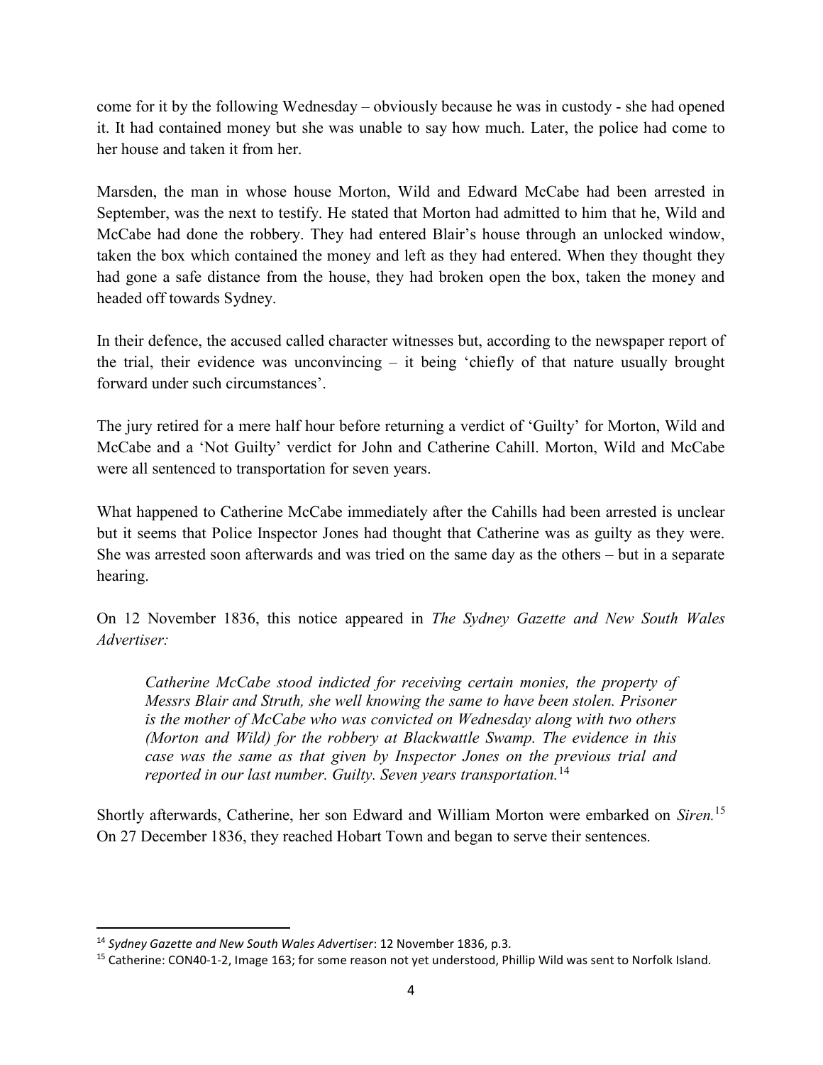come for it by the following Wednesday – obviously because he was in custody - she had opened it. It had contained money but she was unable to say how much. Later, the police had come to her house and taken it from her.

Marsden, the man in whose house Morton, Wild and Edward McCabe had been arrested in September, was the next to testify. He stated that Morton had admitted to him that he, Wild and McCabe had done the robbery. They had entered Blair's house through an unlocked window, taken the box which contained the money and left as they had entered. When they thought they had gone a safe distance from the house, they had broken open the box, taken the money and headed off towards Sydney.

In their defence, the accused called character witnesses but, according to the newspaper report of the trial, their evidence was unconvincing – it being 'chiefly of that nature usually brought forward under such circumstances'.

The jury retired for a mere half hour before returning a verdict of 'Guilty' for Morton, Wild and McCabe and a 'Not Guilty' verdict for John and Catherine Cahill. Morton, Wild and McCabe were all sentenced to transportation for seven years.

What happened to Catherine McCabe immediately after the Cahills had been arrested is unclear but it seems that Police Inspector Jones had thought that Catherine was as guilty as they were. She was arrested soon afterwards and was tried on the same day as the others – but in a separate hearing.

On 12 November 1836, this notice appeared in *The Sydney Gazette and New South Wales Advertiser:*

> *Catherine McCabe stood indicted for receiving certain monies, the property of Messrs Blair and Struth, she well knowing the same to have been stolen. Prisoner is the mother of McCabe who was convicted on Wednesday along with two others (Morton and Wild) for the robbery at Blackwattle Swamp. The evidence in this case was the same as that given by Inspector Jones on the previous trial and reported in our last number. Guilty. Seven years transportation.*[14]

Shortly afterwards, Catherine, her son Edward and William Morton were embarked on *Siren.*[15] On 27 December 1836, they reached Hobart Town and began to serve their sentences.

---

[14] *Sydney Gazette and New South Wales Advertiser*: 12 November 1836, p.3.

[15] Catherine: CON40-1-2, Image 163; for some reason not yet understood, Phillip Wild was sent to Norfolk Island.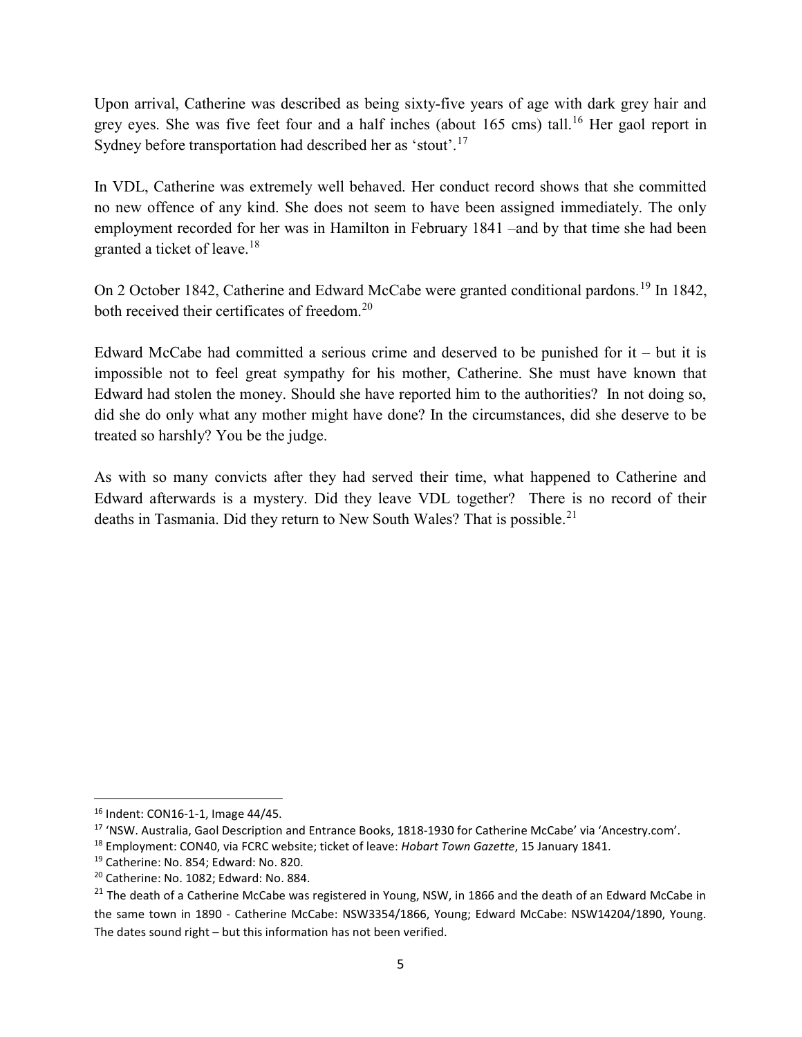Upon arrival, Catherine was described as being sixty-five years of age with dark grey hair and grey eyes. She was five feet four and a half inches (about 165 cms) tall.[16] Her gaol report in Sydney before transportation had described her as 'stout'.[17]

In VDL, Catherine was extremely well behaved. Her conduct record shows that she committed no new offence of any kind. She does not seem to have been assigned immediately. The only employment recorded for her was in Hamilton in February 1841 –and by that time she had been granted a ticket of leave.[18]

On 2 October 1842, Catherine and Edward McCabe were granted conditional pardons.[19] In 1842, both received their certificates of freedom.[20]

Edward McCabe had committed a serious crime and deserved to be punished for it – but it is impossible not to feel great sympathy for his mother, Catherine. She must have known that Edward had stolen the money. Should she have reported him to the authorities? In not doing so, did she do only what any mother might have done? In the circumstances, did she deserve to be treated so harshly? You be the judge.

As with so many convicts after they had served their time, what happened to Catherine and Edward afterwards is a mystery. Did they leave VDL together? There is no record of their deaths in Tasmania. Did they return to New South Wales? That is possible.[21]

---

[16] Indent: CON16-1-1, Image 44/45.

[17] 'NSW. Australia, Gaol Description and Entrance Books, 1818-1930 for Catherine McCabe' via 'Ancestry.com'.

[18] Employment: CON40, via FCRC website; ticket of leave: *Hobart Town Gazette*, 15 January 1841.

[19] Catherine: No. 854; Edward: No. 820.

[20] Catherine: No. 1082; Edward: No. 884.

[21] The death of a Catherine McCabe was registered in Young, NSW, in 1866 and the death of an Edward McCabe in the same town in 1890 - Catherine McCabe: NSW3354/1866, Young; Edward McCabe: NSW14204/1890, Young. The dates sound right – but this information has not been verified.